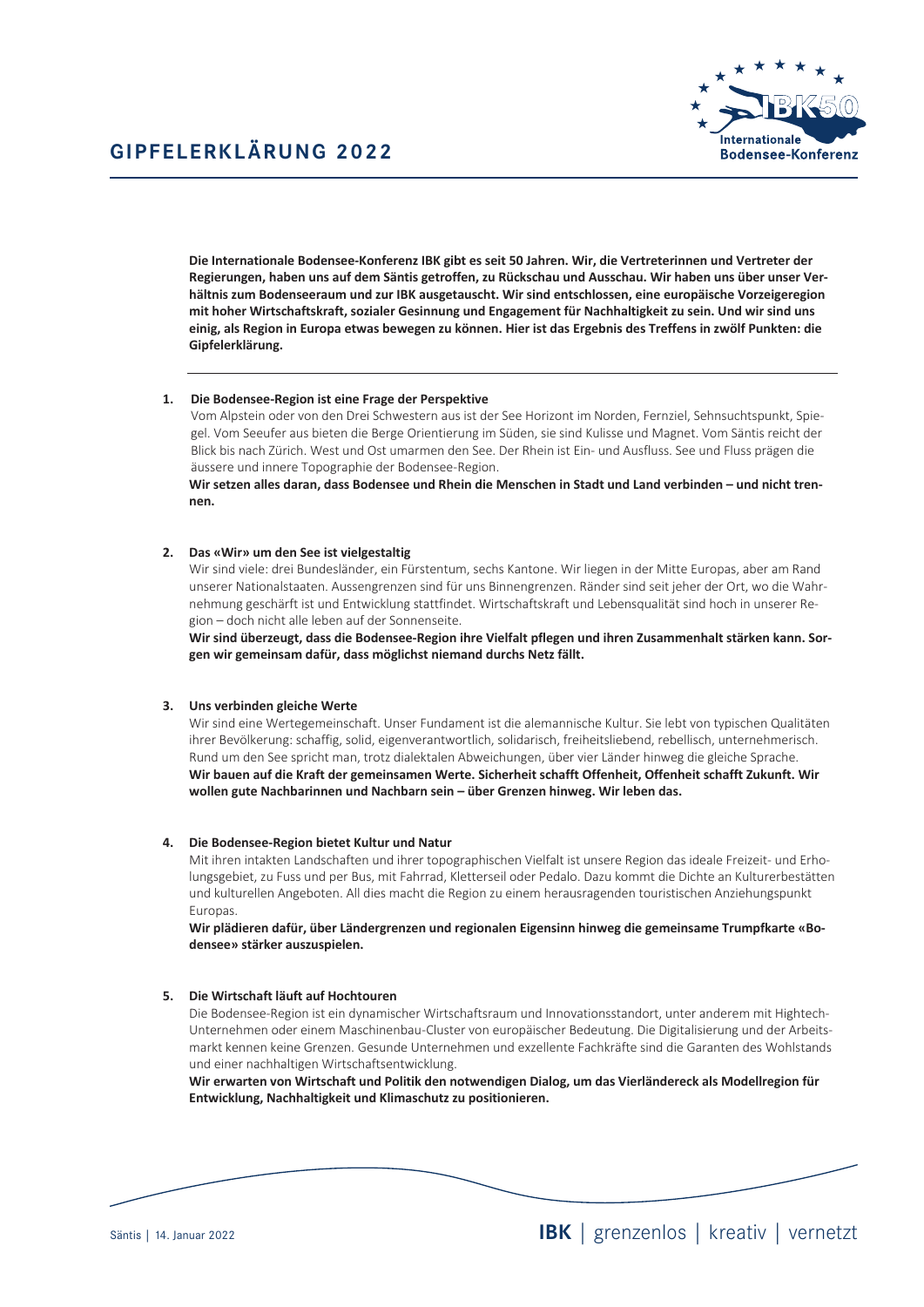# GIPFELERKLÄRUNG 2022

**Die Internationale Bodensee-Konferenz IBK gibt es seit 50 Jahren. Wir, die Vertreterinnen und Vertreter der Regierungen, haben uns auf dem Säntis getroffen, zu Rückschau und Ausschau. Wir haben uns über unser Verhältnis zum Bodenseeraum und zur IBK ausgetauscht. Wir sind entschlossen, eine europäische Vorzeigeregion mit hoher Wirtschaftskraft, sozialer Gesinnung und Engagement für Nachhaltigkeit zu sein. Und wir sind uns einig, als Region in Europa etwas bewegen zu können. Hier ist das Ergebnis des Treffens in zwölf Punkten: die Gipfelerklärung.**

---

1. **Die Bodensee-Region ist eine Frage der Perspektive**

   Vom Alpstein oder von den Drei Schwestern aus ist der See Horizont im Norden, Fernziel, Sehnsuchtspunkt, Spiegel. Vom Seeufer aus bieten die Berge Orientierung im Süden, sie sind Kulisse und Magnet. Vom Säntis reicht der Blick bis nach Zürich. West und Ost umarmen den See. Der Rhein ist Ein- und Ausfluss. See und Fluss prägen die äussere und innere Topographie der Bodensee-Region.

   **Wir setzen alles daran, dass Bodensee und Rhein die Menschen in Stadt und Land verbinden – und nicht trennen.**

2. **Das «Wir» um den See ist vielgestaltig**

   Wir sind viele: drei Bundesländer, ein Fürstentum, sechs Kantone. Wir liegen in der Mitte Europas, aber am Rand unserer Nationalstaaten. Aussengrenzen sind für uns Binnengrenzen. Ränder sind seit jeher der Ort, wo die Wahrnehmung geschärft ist und Entwicklung stattfindet. Wirtschaftskraft und Lebensqualität sind hoch in unserer Region – doch nicht alle leben auf der Sonnenseite.

   **Wir sind überzeugt, dass die Bodensee-Region ihre Vielfalt pflegen und ihren Zusammenhalt stärken kann. Sorgen wir gemeinsam dafür, dass möglichst niemand durchs Netz fällt.**

3. **Uns verbinden gleiche Werte**

   Wir sind eine Wertegemeinschaft. Unser Fundament ist die alemannische Kultur. Sie lebt von typischen Qualitäten ihrer Bevölkerung: schaffig, solid, eigenverantwortlich, solidarisch, freiheitsliebend, rebellisch, unternehmerisch. Rund um den See spricht man, trotz dialektalen Abweichungen, über vier Länder hinweg die gleiche Sprache.

   **Wir bauen auf die Kraft der gemeinsamen Werte. Sicherheit schafft Offenheit, Offenheit schafft Zukunft. Wir wollen gute Nachbarinnen und Nachbarn sein – über Grenzen hinweg. Wir leben das.**

4. **Die Bodensee-Region bietet Kultur und Natur**

   Mit ihren intakten Landschaften und ihrer topographischen Vielfalt ist unsere Region das ideale Freizeit- und Erholungsgebiet, zu Fuss und per Bus, mit Fahrrad, Kletterseil oder Pedalo. Dazu kommt die Dichte an Kulturerbestätten und kulturellen Angeboten. All dies macht die Region zu einem herausragenden touristischen Anziehungspunkt Europas.

   **Wir plädieren dafür, über Ländergrenzen und regionalen Eigensinn hinweg die gemeinsame Trumpfkarte «Bodensee» stärker auszuspielen.**

5. **Die Wirtschaft läuft auf Hochtouren**

   Die Bodensee-Region ist ein dynamischer Wirtschaftsraum und Innovationsstandort, unter anderem mit Hightech-Unternehmen oder einem Maschinenbau-Cluster von europäischer Bedeutung. Die Digitalisierung und der Arbeitsmarkt kennen keine Grenzen. Gesunde Unternehmen und exzellente Fachkräfte sind die Garanten des Wohlstands und einer nachhaltigen Wirtschaftsentwicklung.

   **Wir erwarten von Wirtschaft und Politik den notwendigen Dialog, um das Vierländereck als Modellregion für Entwicklung, Nachhaltigkeit und Klimaschutz zu positionieren.**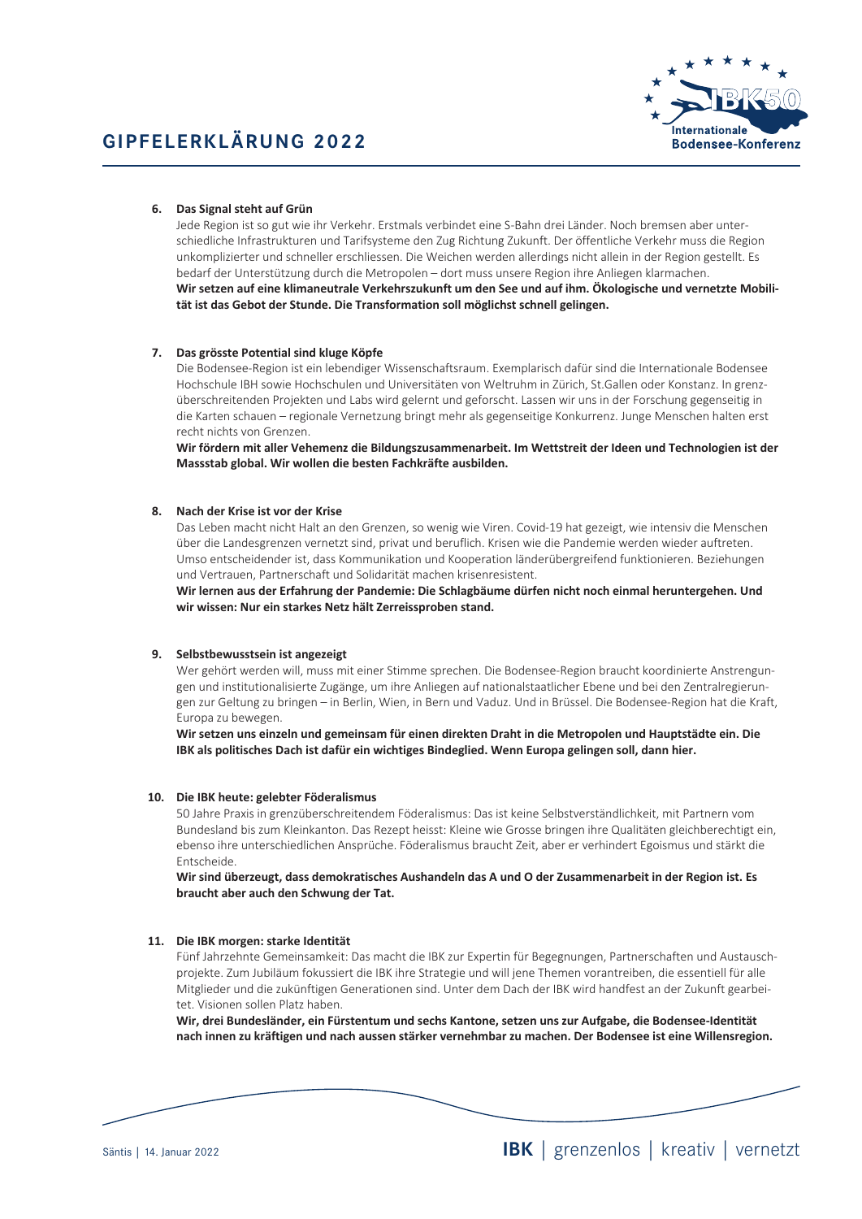**6. Das Signal steht auf Grün**

Jede Region ist so gut wie ihr Verkehr. Erstmals verbindet eine S-Bahn drei Länder. Noch bremsen aber unterschiedliche Infrastrukturen und Tarifsysteme den Zug Richtung Zukunft. Der öffentliche Verkehr muss die Region unkomplizierter und schneller erschliessen. Die Weichen werden allerdings nicht allein in der Region gestellt. Es bedarf der Unterstützung durch die Metropolen – dort muss unsere Region ihre Anliegen klarmachen.

**Wir setzen auf eine klimaneutrale Verkehrszukunft um den See und auf ihm. Ökologische und vernetzte Mobilität ist das Gebot der Stunde. Die Transformation soll möglichst schnell gelingen.**

**7. Das grösste Potential sind kluge Köpfe**

Die Bodensee-Region ist ein lebendiger Wissenschaftsraum. Exemplarisch dafür sind die Internationale Bodensee Hochschule IBH sowie Hochschulen und Universitäten von Weltruhm in Zürich, St.Gallen oder Konstanz. In grenzüberschreitenden Projekten und Labs wird gelernt und geforscht. Lassen wir uns in der Forschung gegenseitig in die Karten schauen – regionale Vernetzung bringt mehr als gegenseitige Konkurrenz. Junge Menschen halten erst recht nichts von Grenzen.

**Wir fördern mit aller Vehemenz die Bildungszusammenarbeit. Im Wettstreit der Ideen und Technologien ist der Massstab global. Wir wollen die besten Fachkräfte ausbilden.**

**8. Nach der Krise ist vor der Krise**

Das Leben macht nicht Halt an den Grenzen, so wenig wie Viren. Covid-19 hat gezeigt, wie intensiv die Menschen über die Landesgrenzen vernetzt sind, privat und beruflich. Krisen wie die Pandemie werden wieder auftreten. Umso entscheidender ist, dass Kommunikation und Kooperation länderübergreifend funktionieren. Beziehungen und Vertrauen, Partnerschaft und Solidarität machen krisenresistent.

**Wir lernen aus der Erfahrung der Pandemie: Die Schlagbäume dürfen nicht noch einmal heruntergehen. Und wir wissen: Nur ein starkes Netz hält Zerreissproben stand.**

**9. Selbstbewusstsein ist angezeigt**

Wer gehört werden will, muss mit einer Stimme sprechen. Die Bodensee-Region braucht koordinierte Anstrengungen und institutionalisierte Zugänge, um ihre Anliegen auf nationalstaatlicher Ebene und bei den Zentralregierungen zur Geltung zu bringen – in Berlin, Wien, in Bern und Vaduz. Und in Brüssel. Die Bodensee-Region hat die Kraft, Europa zu bewegen.

**Wir setzen uns einzeln und gemeinsam für einen direkten Draht in die Metropolen und Hauptstädte ein. Die IBK als politisches Dach ist dafür ein wichtiges Bindeglied. Wenn Europa gelingen soll, dann hier.**

**10. Die IBK heute: gelebter Föderalismus**

50 Jahre Praxis in grenzüberschreitendem Föderalismus: Das ist keine Selbstverständlichkeit, mit Partnern vom Bundesland bis zum Kleinkanton. Das Rezept heisst: Kleine wie Grosse bringen ihre Qualitäten gleichberechtigt ein, ebenso ihre unterschiedlichen Ansprüche. Föderalismus braucht Zeit, aber er verhindert Egoismus und stärkt die Entscheide.

**Wir sind überzeugt, dass demokratisches Aushandeln das A und O der Zusammenarbeit in der Region ist. Es braucht aber auch den Schwung der Tat.**

**11. Die IBK morgen: starke Identität**

Fünf Jahrzehnte Gemeinsamkeit: Das macht die IBK zur Expertin für Begegnungen, Partnerschaften und Austauschprojekte. Zum Jubiläum fokussiert die IBK ihre Strategie und will jene Themen vorantreiben, die essentiell für alle Mitglieder und die zukünftigen Generationen sind. Unter dem Dach der IBK wird handfest an der Zukunft gearbeitet. Visionen sollen Platz haben.

**Wir, drei Bundesländer, ein Fürstentum und sechs Kantone, setzen uns zur Aufgabe, die Bodensee-Identität nach innen zu kräftigen und nach aussen stärker vernehmbar zu machen. Der Bodensee ist eine Willensregion.**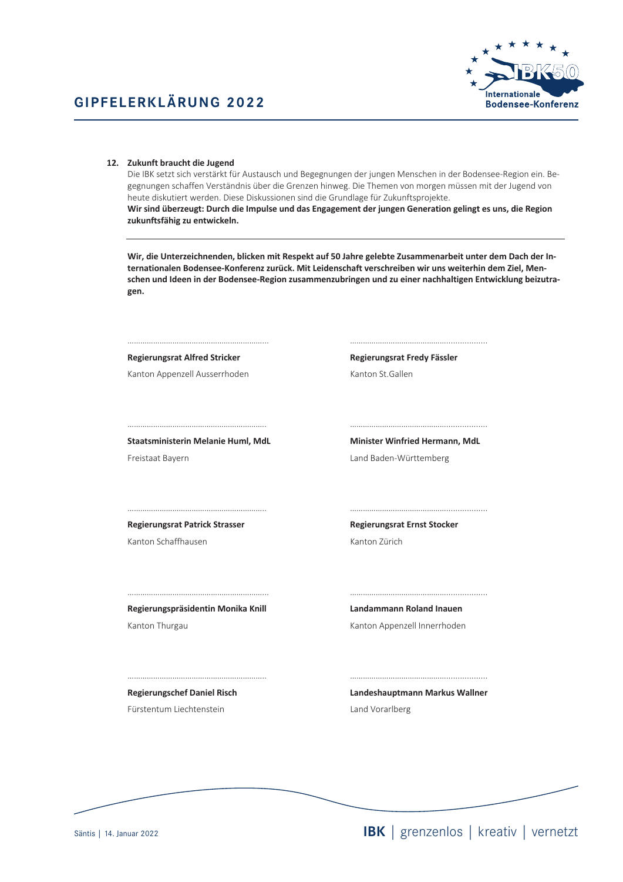**12. Zukunft braucht die Jugend**

Die IBK setzt sich verstärkt für Austausch und Begegnungen der jungen Menschen in der Bodensee-Region ein. Begegnungen schaffen Verständnis über die Grenzen hinweg. Die Themen von morgen müssen mit der Jugend von heute diskutiert werden. Diese Diskussionen sind die Grundlage für Zukunftsprojekte.

**Wir sind überzeugt: Durch die Impulse und das Engagement der jungen Generation gelingt es uns, die Region zukunftsfähig zu entwickeln.**

---

**Wir, die Unterzeichnenden, blicken mit Respekt auf 50 Jahre gelebte Zusammenarbeit unter dem Dach der Internationalen Bodensee-Konferenz zurück. Mit Leidenschaft verschreiben wir uns weiterhin dem Ziel, Menschen und Ideen in der Bodensee-Region zusammenzubringen und zu einer nachhaltigen Entwicklung beizutragen.**

..................................................................

**Regierungsrat Alfred Stricker**
Kanton Appenzell Ausserrhoden

..................................................................

**Regierungsrat Fredy Fässler**
Kanton St.Gallen

..................................................................

**Staatsministerin Melanie Huml, MdL**
Freistaat Bayern

..................................................................

**Minister Winfried Hermann, MdL**
Land Baden-Württemberg

..................................................................

**Regierungsrat Patrick Strasser**
Kanton Schaffhausen

..................................................................

**Regierungsrat Ernst Stocker**
Kanton Zürich

..................................................................

**Regierungspräsidentin Monika Knill**
Kanton Thurgau

..................................................................

**Landammann Roland Inauen**
Kanton Appenzell Innerrhoden

..................................................................

**Regierungschef Daniel Risch**
Fürstentum Liechtenstein

..................................................................

**Landeshauptmann Markus Wallner**
Land Vorarlberg